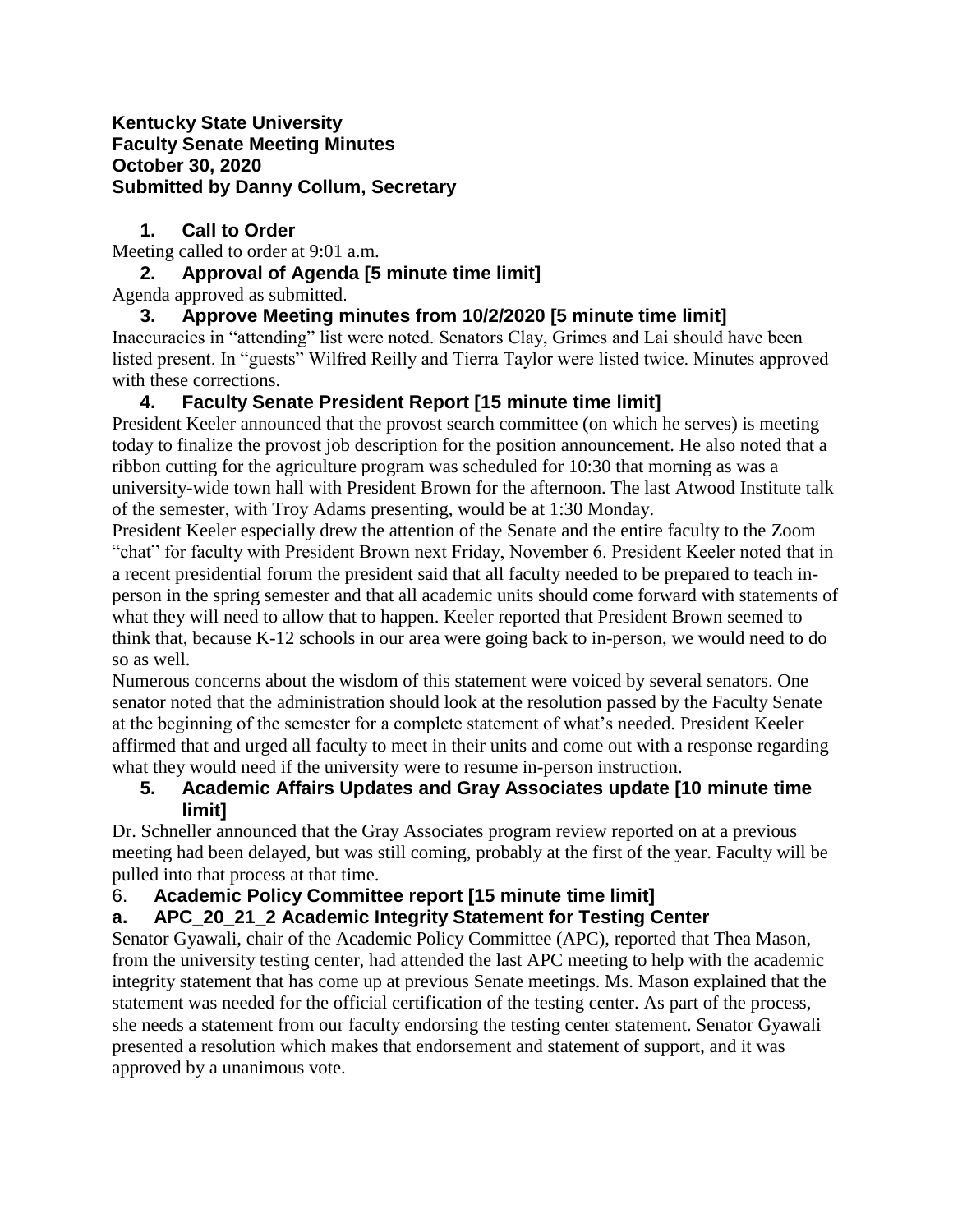**Kentucky State University**
**Faculty Senate Meeting Minutes**
**October 30, 2020**
**Submitted by Danny Collum, Secretary**

### 1. Call to Order

Meeting called to order at 9:01 a.m.

### 2. Approval of Agenda [5 minute time limit]

Agenda approved as submitted.

### 3. Approve Meeting minutes from 10/2/2020 [5 minute time limit]

Inaccuracies in "attending" list were noted. Senators Clay, Grimes and Lai should have been listed present. In "guests" Wilfred Reilly and Tierra Taylor were listed twice. Minutes approved with these corrections.

### 4. Faculty Senate President Report [15 minute time limit]

President Keeler announced that the provost search committee (on which he serves) is meeting today to finalize the provost job description for the position announcement. He also noted that a ribbon cutting for the agriculture program was scheduled for 10:30 that morning as was a university-wide town hall with President Brown for the afternoon. The last Atwood Institute talk of the semester, with Troy Adams presenting, would be at 1:30 Monday.

President Keeler especially drew the attention of the Senate and the entire faculty to the Zoom "chat" for faculty with President Brown next Friday, November 6. President Keeler noted that in a recent presidential forum the president said that all faculty needed to be prepared to teach in-person in the spring semester and that all academic units should come forward with statements of what they will need to allow that to happen. Keeler reported that President Brown seemed to think that, because K-12 schools in our area were going back to in-person, we would need to do so as well.

Numerous concerns about the wisdom of this statement were voiced by several senators. One senator noted that the administration should look at the resolution passed by the Faculty Senate at the beginning of the semester for a complete statement of what's needed. President Keeler affirmed that and urged all faculty to meet in their units and come out with a response regarding what they would need if the university were to resume in-person instruction.

### 5. Academic Affairs Updates and Gray Associates update [10 minute time limit]

Dr. Schneller announced that the Gray Associates program review reported on at a previous meeting had been delayed, but was still coming, probably at the first of the year. Faculty will be pulled into that process at that time.

### 6. Academic Policy Committee report [15 minute time limit]

#### a. APC_20_21_2 Academic Integrity Statement for Testing Center

Senator Gyawali, chair of the Academic Policy Committee (APC), reported that Thea Mason, from the university testing center, had attended the last APC meeting to help with the academic integrity statement that has come up at previous Senate meetings. Ms. Mason explained that the statement was needed for the official certification of the testing center. As part of the process, she needs a statement from our faculty endorsing the testing center statement. Senator Gyawali presented a resolution which makes that endorsement and statement of support, and it was approved by a unanimous vote.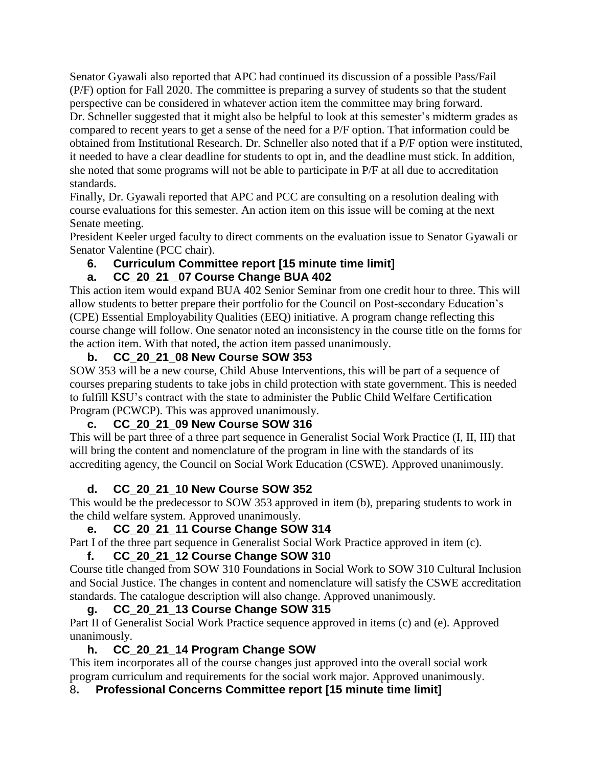Senator Gyawali also reported that APC had continued its discussion of a possible Pass/Fail (P/F) option for Fall 2020. The committee is preparing a survey of students so that the student perspective can be considered in whatever action item the committee may bring forward. Dr. Schneller suggested that it might also be helpful to look at this semester's midterm grades as compared to recent years to get a sense of the need for a P/F option. That information could be obtained from Institutional Research. Dr. Schneller also noted that if a P/F option were instituted, it needed to have a clear deadline for students to opt in, and the deadline must stick. In addition, she noted that some programs will not be able to participate in P/F at all due to accreditation standards.

Finally, Dr. Gyawali reported that APC and PCC are consulting on a resolution dealing with course evaluations for this semester. An action item on this issue will be coming at the next Senate meeting.

President Keeler urged faculty to direct comments on the evaluation issue to Senator Gyawali or Senator Valentine (PCC chair).

### 6. Curriculum Committee report [15 minute time limit]

#### a. CC_20_21 _07 Course Change BUA 402

This action item would expand BUA 402 Senior Seminar from one credit hour to three. This will allow students to better prepare their portfolio for the Council on Post-secondary Education's (CPE) Essential Employability Qualities (EEQ) initiative. A program change reflecting this course change will follow. One senator noted an inconsistency in the course title on the forms for the action item. With that noted, the action item passed unanimously.

#### b. CC_20_21_08 New Course SOW 353

SOW 353 will be a new course, Child Abuse Interventions, this will be part of a sequence of courses preparing students to take jobs in child protection with state government. This is needed to fulfill KSU's contract with the state to administer the Public Child Welfare Certification Program (PCWCP). This was approved unanimously.

#### c. CC_20_21_09 New Course SOW 316

This will be part three of a three part sequence in Generalist Social Work Practice (I, II, III) that will bring the content and nomenclature of the program in line with the standards of its accrediting agency, the Council on Social Work Education (CSWE). Approved unanimously.

#### d. CC_20_21_10 New Course SOW 352

This would be the predecessor to SOW 353 approved in item (b), preparing students to work in the child welfare system. Approved unanimously.

#### e. CC_20_21_11 Course Change SOW 314

Part I of the three part sequence in Generalist Social Work Practice approved in item (c).

#### f. CC_20_21_12 Course Change SOW 310

Course title changed from SOW 310 Foundations in Social Work to SOW 310 Cultural Inclusion and Social Justice. The changes in content and nomenclature will satisfy the CSWE accreditation standards. The catalogue description will also change. Approved unanimously.

#### g. CC_20_21_13 Course Change SOW 315

Part II of Generalist Social Work Practice sequence approved in items (c) and (e). Approved unanimously.

#### h. CC_20_21_14 Program Change SOW

This item incorporates all of the course changes just approved into the overall social work program curriculum and requirements for the social work major. Approved unanimously.

### 8. Professional Concerns Committee report [15 minute time limit]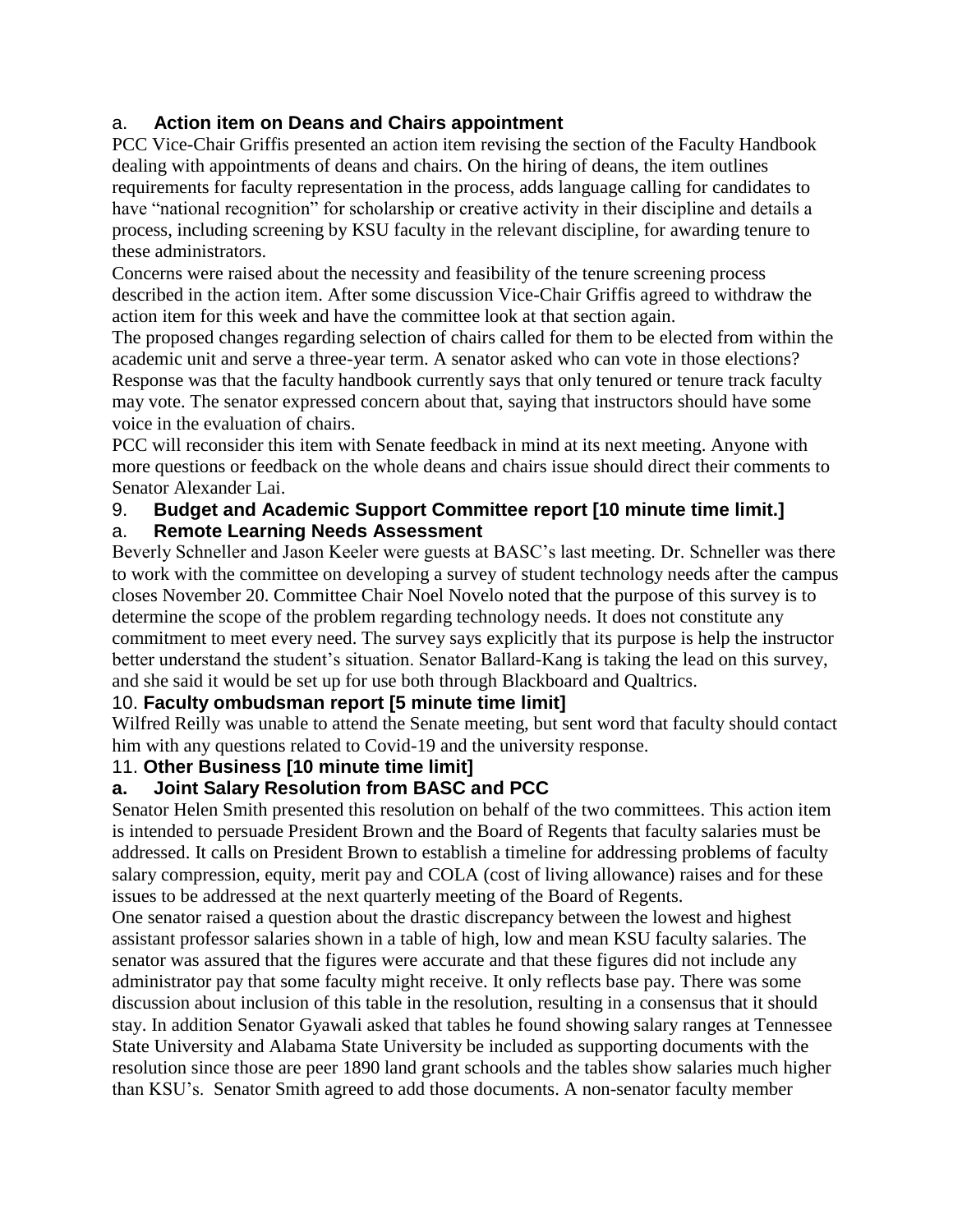### a. **Action item on Deans and Chairs appointment**

PCC Vice-Chair Griffis presented an action item revising the section of the Faculty Handbook dealing with appointments of deans and chairs. On the hiring of deans, the item outlines requirements for faculty representation in the process, adds language calling for candidates to have "national recognition" for scholarship or creative activity in their discipline and details a process, including screening by KSU faculty in the relevant discipline, for awarding tenure to these administrators.

Concerns were raised about the necessity and feasibility of the tenure screening process described in the action item. After some discussion Vice-Chair Griffis agreed to withdraw the action item for this week and have the committee look at that section again.

The proposed changes regarding selection of chairs called for them to be elected from within the academic unit and serve a three-year term. A senator asked who can vote in those elections? Response was that the faculty handbook currently says that only tenured or tenure track faculty may vote. The senator expressed concern about that, saying that instructors should have some voice in the evaluation of chairs.

PCC will reconsider this item with Senate feedback in mind at its next meeting. Anyone with more questions or feedback on the whole deans and chairs issue should direct their comments to Senator Alexander Lai.

## 9. **Budget and Academic Support Committee report [10 minute time limit.]**

### a. **Remote Learning Needs Assessment**

Beverly Schneller and Jason Keeler were guests at BASC's last meeting. Dr. Schneller was there to work with the committee on developing a survey of student technology needs after the campus closes November 20. Committee Chair Noel Novelo noted that the purpose of this survey is to determine the scope of the problem regarding technology needs. It does not constitute any commitment to meet every need. The survey says explicitly that its purpose is help the instructor better understand the student's situation. Senator Ballard-Kang is taking the lead on this survey, and she said it would be set up for use both through Blackboard and Qualtrics.

## 10. **Faculty ombudsman report [5 minute time limit]**

Wilfred Reilly was unable to attend the Senate meeting, but sent word that faculty should contact him with any questions related to Covid-19 and the university response.

## 11. **Other Business [10 minute time limit]**

### **a. Joint Salary Resolution from BASC and PCC**

Senator Helen Smith presented this resolution on behalf of the two committees. This action item is intended to persuade President Brown and the Board of Regents that faculty salaries must be addressed. It calls on President Brown to establish a timeline for addressing problems of faculty salary compression, equity, merit pay and COLA (cost of living allowance) raises and for these issues to be addressed at the next quarterly meeting of the Board of Regents.

One senator raised a question about the drastic discrepancy between the lowest and highest assistant professor salaries shown in a table of high, low and mean KSU faculty salaries. The senator was assured that the figures were accurate and that these figures did not include any administrator pay that some faculty might receive. It only reflects base pay. There was some discussion about inclusion of this table in the resolution, resulting in a consensus that it should stay. In addition Senator Gyawali asked that tables he found showing salary ranges at Tennessee State University and Alabama State University be included as supporting documents with the resolution since those are peer 1890 land grant schools and the tables show salaries much higher than KSU's. Senator Smith agreed to add those documents. A non-senator faculty member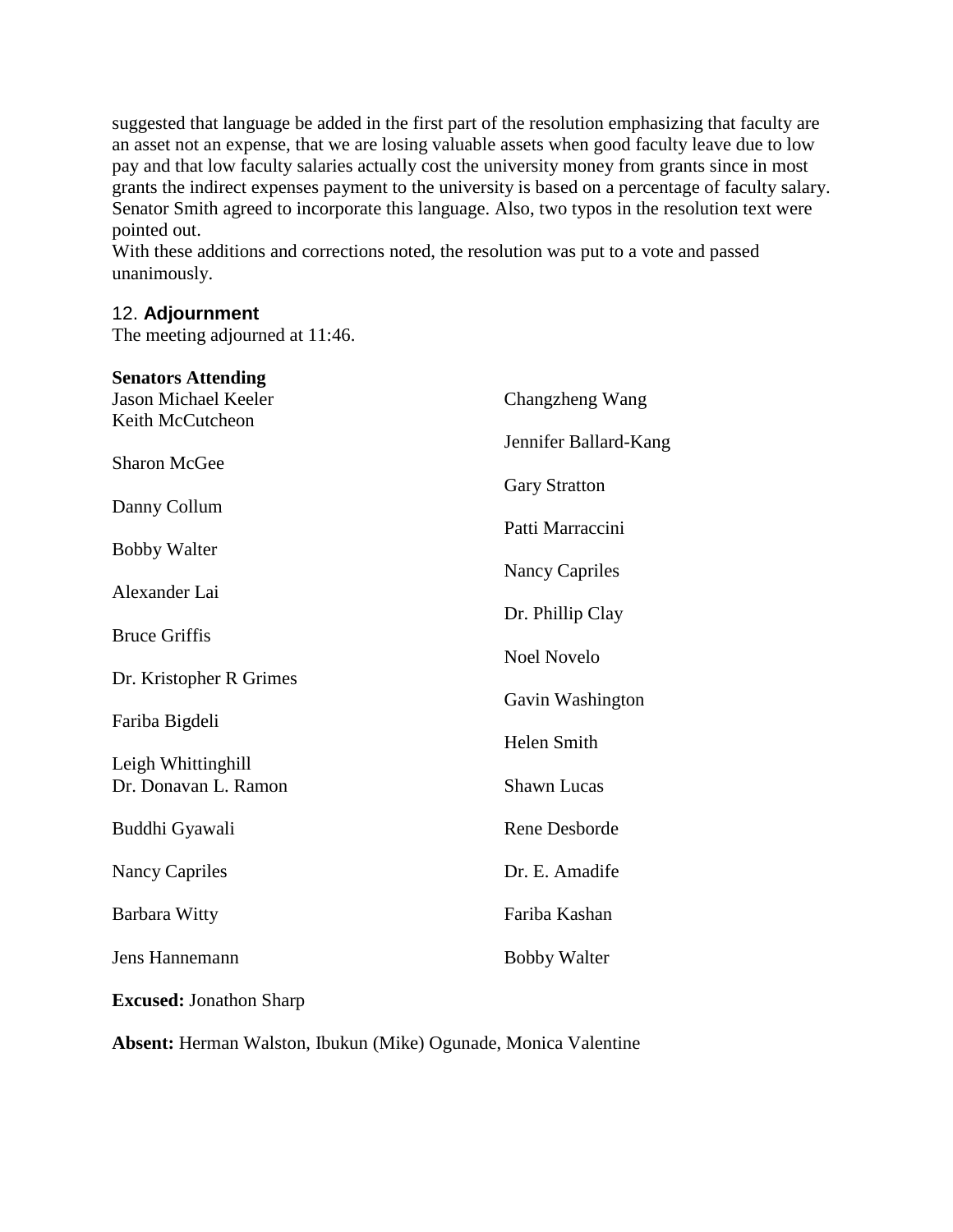suggested that language be added in the first part of the resolution emphasizing that faculty are an asset not an expense, that we are losing valuable assets when good faculty leave due to low pay and that low faculty salaries actually cost the university money from grants since in most grants the indirect expenses payment to the university is based on a percentage of faculty salary. Senator Smith agreed to incorporate this language. Also, two typos in the resolution text were pointed out.
With these additions and corrections noted, the resolution was put to a vote and passed unanimously.

## 12. **Adjournment**

The meeting adjourned at 11:46.

**Senators Attending**

Jason Michael Keeler
Keith McCutcheon
Sharon McGee
Danny Collum
Bobby Walter
Alexander Lai
Bruce Griffis
Dr. Kristopher R Grimes
Fariba Bigdeli
Leigh Whittinghill
Dr. Donavan L. Ramon
Buddhi Gyawali
Nancy Capriles
Barbara Witty
Jens Hannemann
Changzheng Wang
Jennifer Ballard-Kang
Gary Stratton
Patti Marraccini
Nancy Capriles
Dr. Phillip Clay
Noel Novelo
Gavin Washington
Helen Smith
Shawn Lucas
Rene Desborde
Dr. E. Amadife
Fariba Kashan
Bobby Walter

**Excused:** Jonathon Sharp

**Absent:** Herman Walston, Ibukun (Mike) Ogunade, Monica Valentine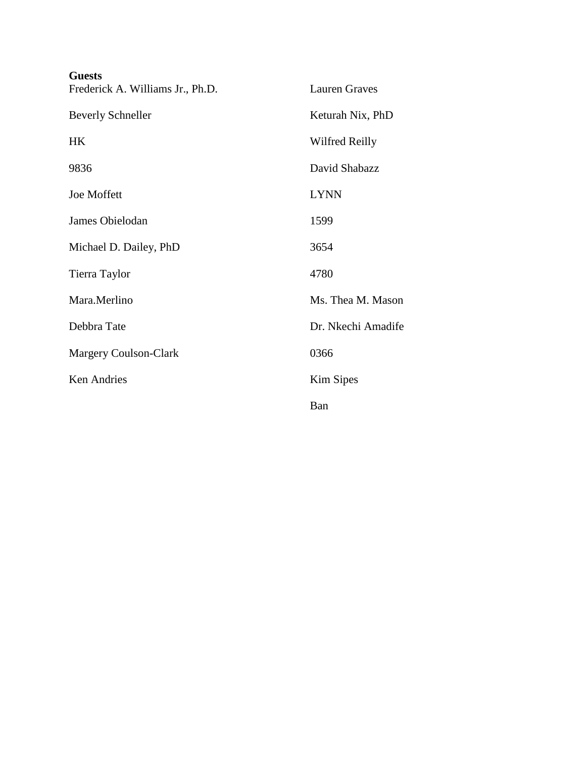**Guests**

Frederick A. Williams Jr., Ph.D.

Beverly Schneller

HK

9836

Joe Moffett

James Obielodan

Michael D. Dailey, PhD

Tierra Taylor

Mara.Merlino

Debbra Tate

Margery Coulson-Clark

Ken Andries

Lauren Graves

Keturah Nix, PhD

Wilfred Reilly

David Shabazz

LYNN

1599

3654

4780

Ms. Thea M. Mason

Dr. Nkechi Amadife

0366

Kim Sipes

Ban